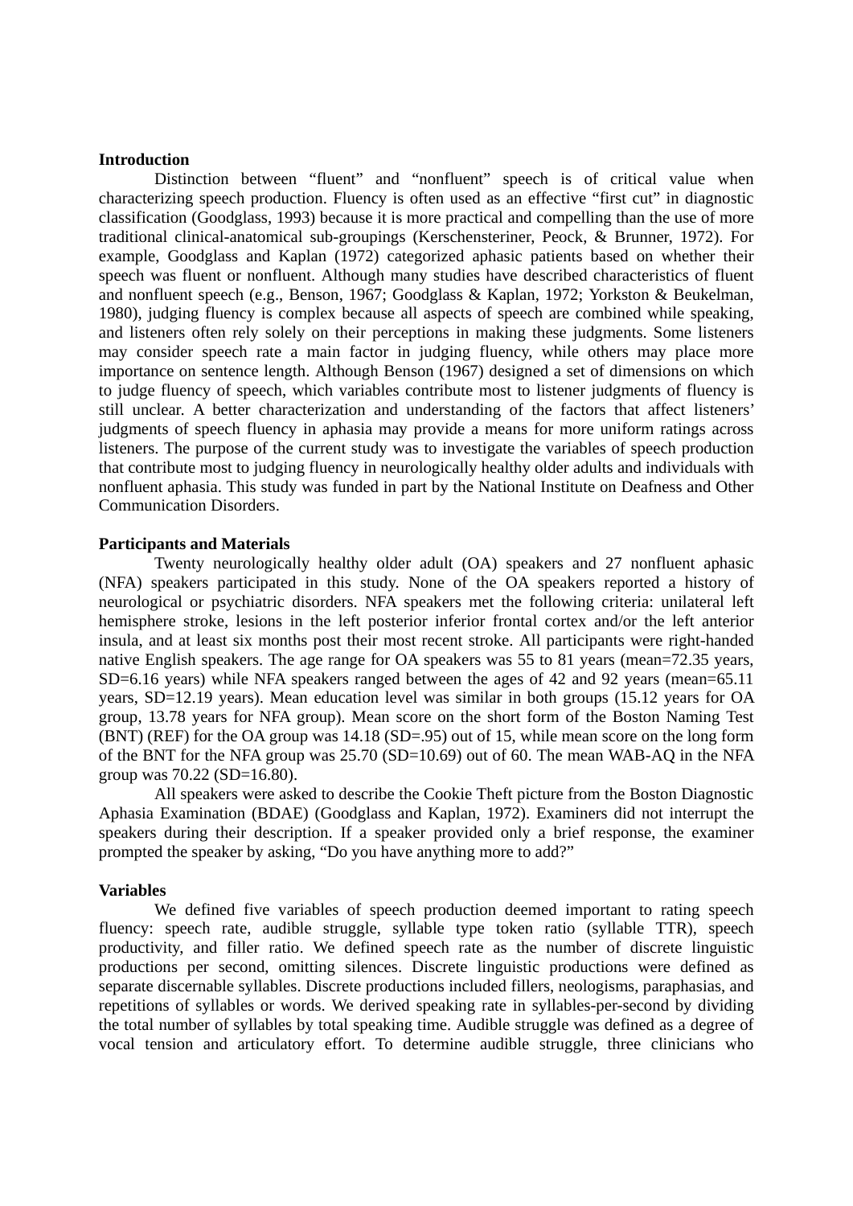**Introduction**

Distinction between "fluent" and "nonfluent" speech is of critical value when characterizing speech production. Fluency is often used as an effective "first cut" in diagnostic classification (Goodglass, 1993) because it is more practical and compelling than the use of more traditional clinical-anatomical sub-groupings (Kerschensteriner, Peock, & Brunner, 1972). For example, Goodglass and Kaplan (1972) categorized aphasic patients based on whether their speech was fluent or nonfluent. Although many studies have described characteristics of fluent and nonfluent speech (e.g., Benson, 1967; Goodglass & Kaplan, 1972; Yorkston & Beukelman, 1980), judging fluency is complex because all aspects of speech are combined while speaking, and listeners often rely solely on their perceptions in making these judgments. Some listeners may consider speech rate a main factor in judging fluency, while others may place more importance on sentence length. Although Benson (1967) designed a set of dimensions on which to judge fluency of speech, which variables contribute most to listener judgments of fluency is still unclear. A better characterization and understanding of the factors that affect listeners' judgments of speech fluency in aphasia may provide a means for more uniform ratings across listeners. The purpose of the current study was to investigate the variables of speech production that contribute most to judging fluency in neurologically healthy older adults and individuals with nonfluent aphasia. This study was funded in part by the National Institute on Deafness and Other Communication Disorders.

**Participants and Materials**

Twenty neurologically healthy older adult (OA) speakers and 27 nonfluent aphasic (NFA) speakers participated in this study. None of the OA speakers reported a history of neurological or psychiatric disorders. NFA speakers met the following criteria: unilateral left hemisphere stroke, lesions in the left posterior inferior frontal cortex and/or the left anterior insula, and at least six months post their most recent stroke. All participants were right-handed native English speakers. The age range for OA speakers was 55 to 81 years (mean=72.35 years, SD=6.16 years) while NFA speakers ranged between the ages of 42 and 92 years (mean=65.11 years, SD=12.19 years). Mean education level was similar in both groups (15.12 years for OA group, 13.78 years for NFA group). Mean score on the short form of the Boston Naming Test (BNT) (REF) for the OA group was 14.18 (SD=.95) out of 15, while mean score on the long form of the BNT for the NFA group was 25.70 (SD=10.69) out of 60. The mean WAB-AQ in the NFA group was 70.22 (SD=16.80).

All speakers were asked to describe the Cookie Theft picture from the Boston Diagnostic Aphasia Examination (BDAE) (Goodglass and Kaplan, 1972). Examiners did not interrupt the speakers during their description. If a speaker provided only a brief response, the examiner prompted the speaker by asking, "Do you have anything more to add?"

**Variables**

We defined five variables of speech production deemed important to rating speech fluency: speech rate, audible struggle, syllable type token ratio (syllable TTR), speech productivity, and filler ratio. We defined speech rate as the number of discrete linguistic productions per second, omitting silences. Discrete linguistic productions were defined as separate discernable syllables. Discrete productions included fillers, neologisms, paraphasias, and repetitions of syllables or words. We derived speaking rate in syllables-per-second by dividing the total number of syllables by total speaking time. Audible struggle was defined as a degree of vocal tension and articulatory effort. To determine audible struggle, three clinicians who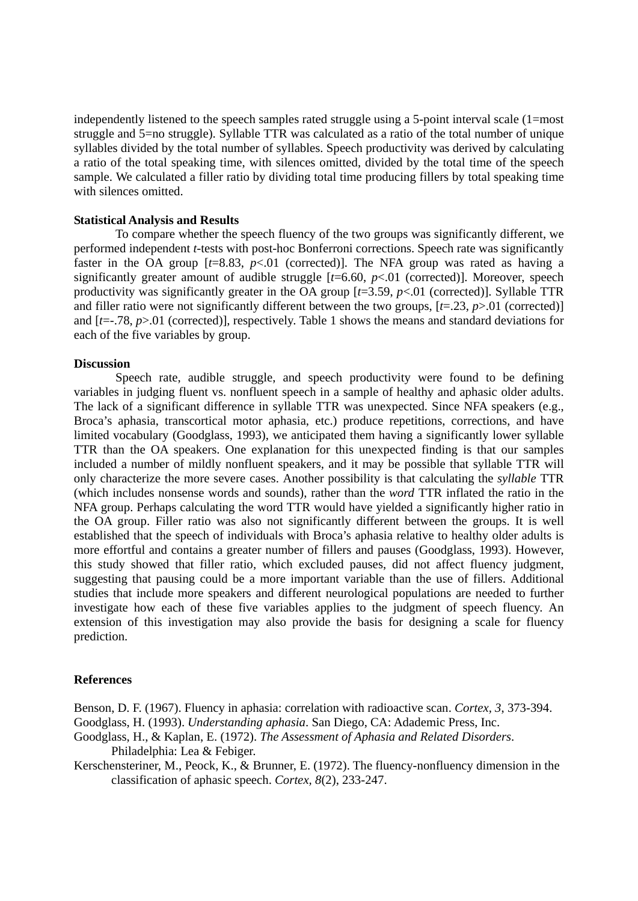independently listened to the speech samples rated struggle using a 5-point interval scale (1=most struggle and 5=no struggle). Syllable TTR was calculated as a ratio of the total number of unique syllables divided by the total number of syllables. Speech productivity was derived by calculating a ratio of the total speaking time, with silences omitted, divided by the total time of the speech sample. We calculated a filler ratio by dividing total time producing fillers by total speaking time with silences omitted.

**Statistical Analysis and Results**

To compare whether the speech fluency of the two groups was significantly different, we performed independent *t*-tests with post-hoc Bonferroni corrections. Speech rate was significantly faster in the OA group [$t=8.83$, $p<.01$ (corrected)]. The NFA group was rated as having a significantly greater amount of audible struggle [$t=6.60$, $p<.01$ (corrected)]. Moreover, speech productivity was significantly greater in the OA group [$t=3.59$, $p<.01$ (corrected)]. Syllable TTR and filler ratio were not significantly different between the two groups, [$t=.23$, $p>.01$ (corrected)] and [$t=-.78$, $p>.01$ (corrected)], respectively. Table 1 shows the means and standard deviations for each of the five variables by group.

**Discussion**

Speech rate, audible struggle, and speech productivity were found to be defining variables in judging fluent vs. nonfluent speech in a sample of healthy and aphasic older adults. The lack of a significant difference in syllable TTR was unexpected. Since NFA speakers (e.g., Broca's aphasia, transcortical motor aphasia, etc.) produce repetitions, corrections, and have limited vocabulary (Goodglass, 1993), we anticipated them having a significantly lower syllable TTR than the OA speakers. One explanation for this unexpected finding is that our samples included a number of mildly nonfluent speakers, and it may be possible that syllable TTR will only characterize the more severe cases. Another possibility is that calculating the *syllable* TTR (which includes nonsense words and sounds), rather than the *word* TTR inflated the ratio in the NFA group. Perhaps calculating the word TTR would have yielded a significantly higher ratio in the OA group. Filler ratio was also not significantly different between the groups. It is well established that the speech of individuals with Broca's aphasia relative to healthy older adults is more effortful and contains a greater number of fillers and pauses (Goodglass, 1993). However, this study showed that filler ratio, which excluded pauses, did not affect fluency judgment, suggesting that pausing could be a more important variable than the use of fillers. Additional studies that include more speakers and different neurological populations are needed to further investigate how each of these five variables applies to the judgment of speech fluency. An extension of this investigation may also provide the basis for designing a scale for fluency prediction.

**References**

Benson, D. F. (1967). Fluency in aphasia: correlation with radioactive scan. *Cortex, 3*, 373-394.

Goodglass, H. (1993). *Understanding aphasia*. San Diego, CA: Adademic Press, Inc.

Goodglass, H., & Kaplan, E. (1972). *The Assessment of Aphasia and Related Disorders*. Philadelphia: Lea & Febiger.

Kerschensteriner, M., Peock, K., & Brunner, E. (1972). The fluency-nonfluency dimension in the classification of aphasic speech. *Cortex, 8*(2), 233-247.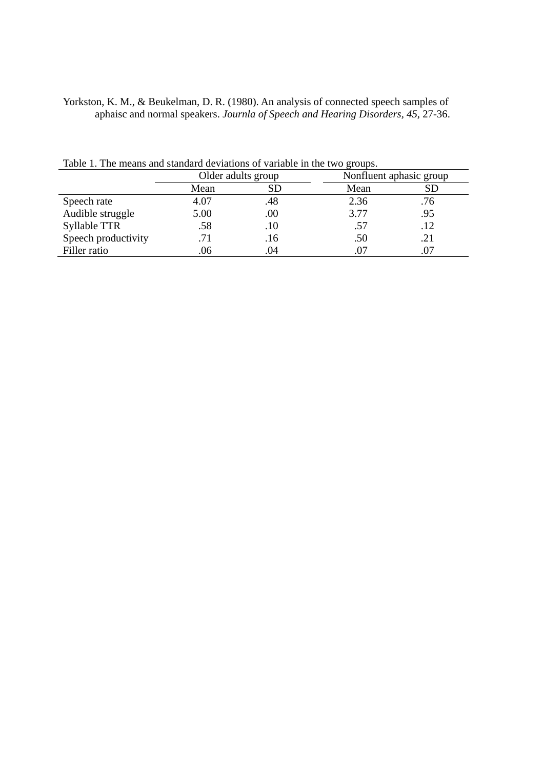Yorkston, K. M., & Beukelman, D. R. (1980). An analysis of connected speech samples of aphaisc and normal speakers. *Journla of Speech and Hearing Disorders, 45*, 27-36.

Table 1. The means and standard deviations of variable in the two groups.

| | Older adults group | | Nonfluent aphasic group | |
|---|---|---|---|---|
| | Mean | SD | Mean | SD |
| Speech rate | 4.07 | .48 | 2.36 | .76 |
| Audible struggle | 5.00 | .00 | 3.77 | .95 |
| Syllable TTR | .58 | .10 | .57 | .12 |
| Speech productivity | .71 | .16 | .50 | .21 |
| Filler ratio | .06 | .04 | .07 | .07 |